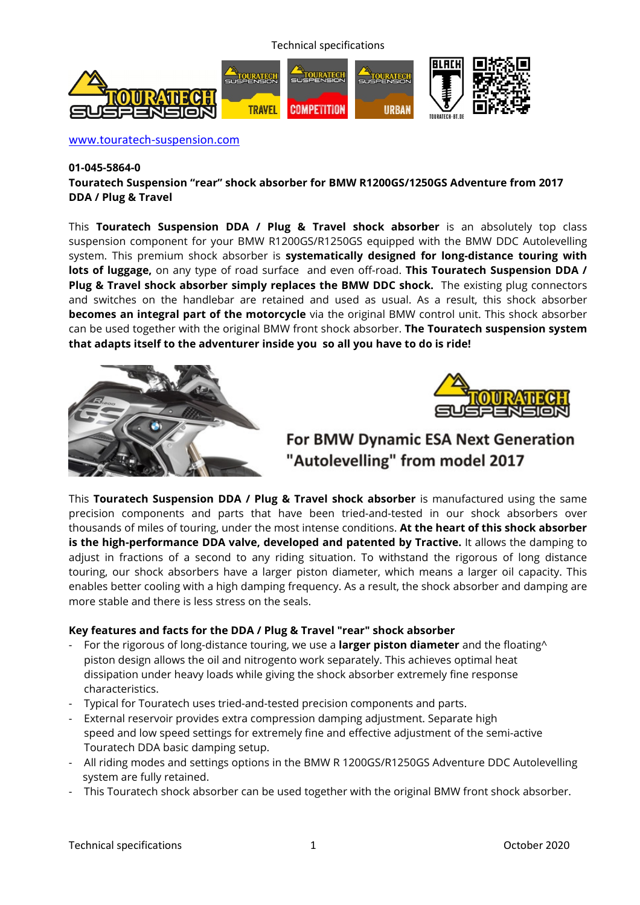www.touratech-suspension.com

**01-045-5864-0**

**Touratech Suspension "rear" shock absorber for BMW R1200GS/1250GS Adventure from 2017 DDA / Plug & Travel**

This **Touratech Suspension DDA / Plug & Travel shock absorber** is an absolutely top class suspension component for your BMW R1200GS/R1250GS equipped with the BMW DDC Autolevelling system. This premium shock absorber is **systematically designed for long-distance touring with lots of luggage,** on any type of road surface and even off-road. **This Touratech Suspension DDA / Plug & Travel shock absorber simply replaces the BMW DDC shock.** The existing plug connectors and switches on the handlebar are retained and used as usual. As a result, this shock absorber **becomes an integral part of the motorcycle** via the original BMW control unit. This shock absorber can be used together with the original BMW front shock absorber. **The Touratech suspension system that adapts itself to the adventurer inside you so all you have to do is ride!**

**For BMW Dynamic ESA Next Generation "Autolevelling" from model 2017**

This **Touratech Suspension DDA / Plug & Travel shock absorber** is manufactured using the same precision components and parts that have been tried-and-tested in our shock absorbers over thousands of miles of touring, under the most intense conditions. **At the heart of this shock absorber is the high-performance DDA valve, developed and patented by Tractive.** It allows the damping to adjust in fractions of a second to any riding situation. To withstand the rigorous of long distance touring, our shock absorbers have a larger piston diameter, which means a larger oil capacity. This enables better cooling with a high damping frequency. As a result, the shock absorber and damping are more stable and there is less stress on the seals.

**Key features and facts for the DDA / Plug & Travel "rear" shock absorber**

- For the rigorous of long-distance touring, we use a **larger piston diameter** and the floating^ piston design allows the oil and nitrogento work separately. This achieves optimal heat dissipation under heavy loads while giving the shock absorber extremely fine response characteristics.
- Typical for Touratech uses tried-and-tested precision components and parts.
- External reservoir provides extra compression damping adjustment. Separate high speed and low speed settings for extremely fine and effective adjustment of the semi-active Touratech DDA basic damping setup.
- All riding modes and settings options in the BMW R 1200GS/R1250GS Adventure DDC Autolevelling system are fully retained.
- This Touratech shock absorber can be used together with the original BMW front shock absorber.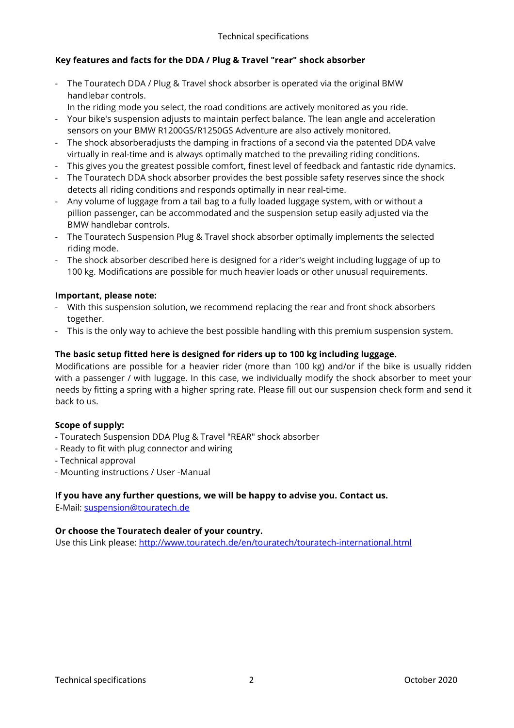**Key features and facts for the DDA / Plug & Travel "rear" shock absorber**

- The Touratech DDA / Plug & Travel shock absorber is operated via the original BMW handlebar controls.
  In the riding mode you select, the road conditions are actively monitored as you ride.
- Your bike's suspension adjusts to maintain perfect balance. The lean angle and acceleration sensors on your BMW R1200GS/R1250GS Adventure are also actively monitored.
- The shock absorberadjusts the damping in fractions of a second via the patented DDA valve virtually in real-time and is always optimally matched to the prevailing riding conditions.
- This gives you the greatest possible comfort, finest level of feedback and fantastic ride dynamics.
- The Touratech DDA shock absorber provides the best possible safety reserves since the shock detects all riding conditions and responds optimally in near real-time.
- Any volume of luggage from a tail bag to a fully loaded luggage system, with or without a pillion passenger, can be accommodated and the suspension setup easily adjusted via the BMW handlebar controls.
- The Touratech Suspension Plug & Travel shock absorber optimally implements the selected riding mode.
- The shock absorber described here is designed for a rider's weight including luggage of up to 100 kg. Modifications are possible for much heavier loads or other unusual requirements.

**Important, please note:**

- With this suspension solution, we recommend replacing the rear and front shock absorbers together.
- This is the only way to achieve the best possible handling with this premium suspension system.

**The basic setup fitted here is designed for riders up to 100 kg including luggage.**

Modifications are possible for a heavier rider (more than 100 kg) and/or if the bike is usually ridden with a passenger / with luggage. In this case, we individually modify the shock absorber to meet your needs by fitting a spring with a higher spring rate. Please fill out our suspension check form and send it back to us.

**Scope of supply:**

- Touratech Suspension DDA Plug & Travel "REAR" shock absorber
- Ready to fit with plug connector and wiring
- Technical approval
- Mounting instructions / User -Manual

**If you have any further questions, we will be happy to advise you. Contact us.**

E-Mail: suspension@touratech.de

**Or choose the Touratech dealer of your country.**

Use this Link please: http://www.touratech.de/en/touratech/touratech-international.html